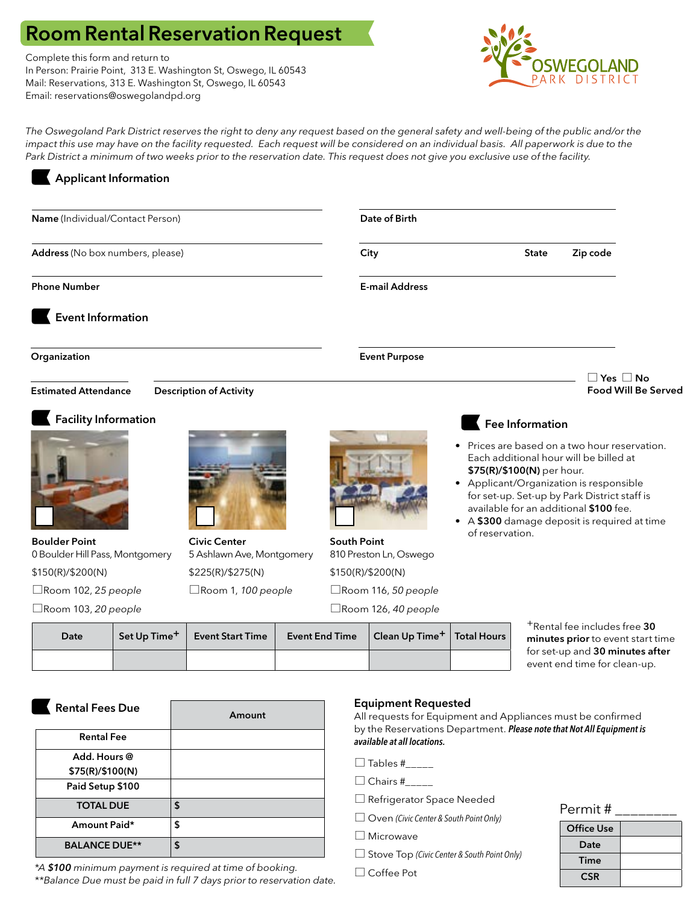# Room Rental Reservation Request

Complete this form and return to
In Person: Prairie Point, 313 E. Washington St, Oswego, IL 60543
Mail: Reservations, 313 E. Washington St, Oswego, IL 60543
Email: reservations@oswegolandpd.org

OSWEGOLAND PARK DISTRICT

*The Oswegoland Park District reserves the right to deny any request based on the general safety and well-being of the public and/or the impact this use may have on the facility requested. Each request will be considered on an individual basis. All paperwork is due to the Park District a minimum of two weeks prior to the reservation date. This request does not give you exclusive use of the facility.*

## Applicant Information

**Name** (Individual/Contact Person)

**Date of Birth**

**Address** (No box numbers, please)

**City** **State** **Zip code**

**Phone Number**

**E-mail Address**

## Event Information

**Organization**

**Event Purpose**

**Estimated Attendance**

**Description of Activity**

☐ Yes ☐ No
**Food Will Be Served**

## Facility Information

☐ **Boulder Point**
0 Boulder Hill Pass, Montgomery
$150(R)/$200(N)
☐Room 102, *25 people*
☐Room 103, *20 people*

☐ **Civic Center**
5 Ashlawn Ave, Montgomery
$225(R)/$275(N)
☐Room 1, *100 people*

☐ **South Point**
810 Preston Ln, Oswego
$150(R)/$200(N)
☐Room 116, *50 people*
☐Room 126, *40 people*

## Fee Information

- Prices are based on a two hour reservation. Each additional hour will be billed at **$75(R)/$100(N)** per hour.
- Applicant/Organization is responsible for set-up. Set-up by Park District staff is available for an additional **$100** fee.
- A **$300** damage deposit is required at time of reservation.

| Date | Set Up Time+ | Event Start Time | Event End Time | Clean Up Time+ | Total Hours |
|---|---|---|---|---|---|
| | | | | | |

+Rental fee includes free **30 minutes prior** to event start time for set-up and **30 minutes after** event end time for clean-up.

## Rental Fees Due

| | Amount |
|---|---|
| Rental Fee | |
| Add. Hours @ $75(R)/$100(N) | |
| Paid Setup $100 | |
| TOTAL DUE | $ |
| Amount Paid* | $ |
| BALANCE DUE** | $ |

*\*A **$100** minimum payment is required at time of booking.*
*\*\*Balance Due must be paid in full 7 days prior to reservation date.*

## Equipment Requested

All requests for Equipment and Appliances must be confirmed by the Reservations Department. ***Please note that Not All Equipment is available at all locations.***

☐ Tables #_____
☐ Chairs #_____
☐ Refrigerator Space Needed
☐ Oven *(Civic Center & South Point Only)*
☐ Microwave
☐ Stove Top *(Civic Center & South Point Only)*
☐ Coffee Pot

Permit # ________

| Office Use | |
|---|---|
| Date | |
| Time | |
| CSR | |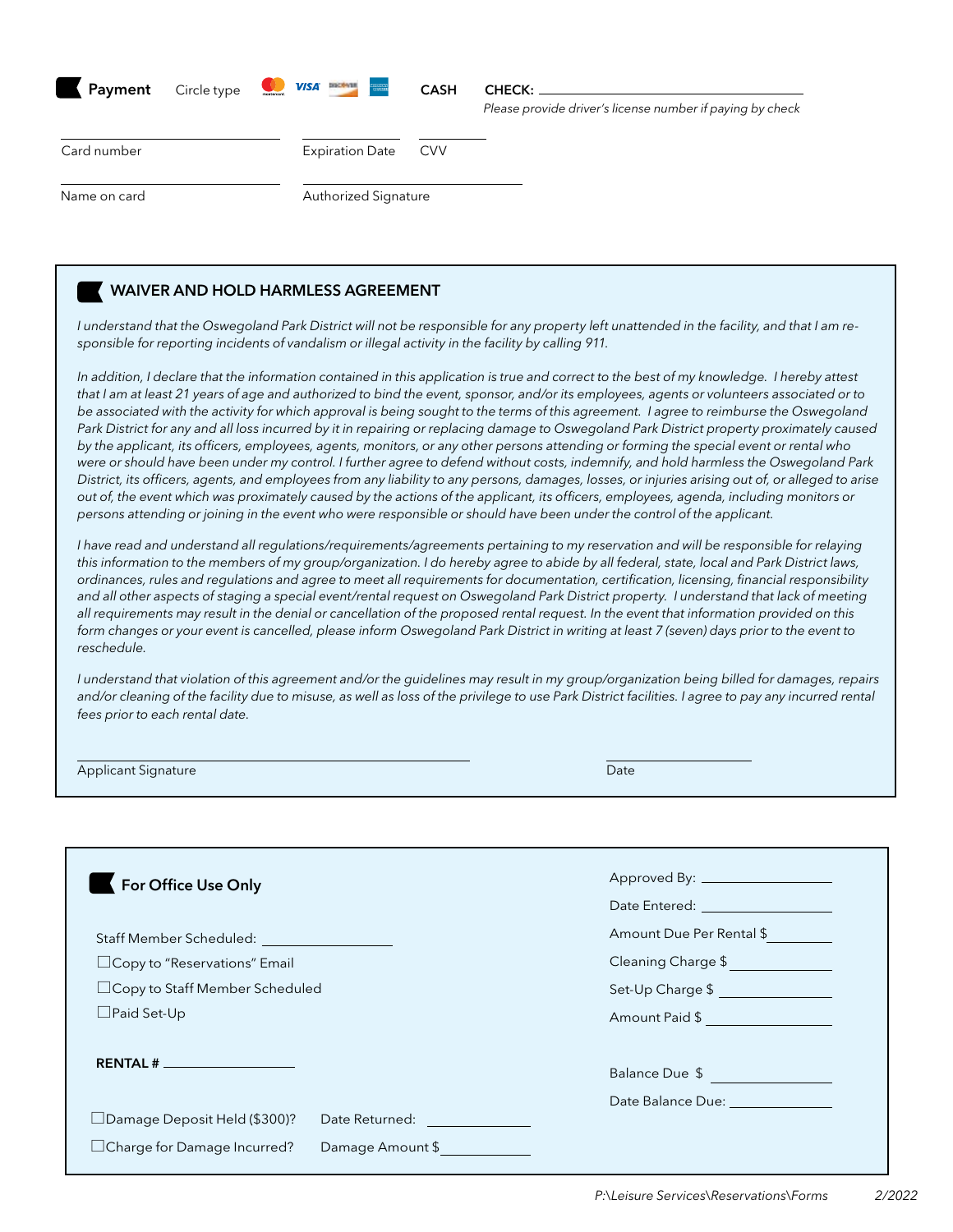## Payment

Circle type: Mastercard / VISA / DISCOVER / American Express &nbsp;&nbsp; **CASH** &nbsp;&nbsp; **CHECK:** ____________________

*Please provide driver's license number if paying by check*

Card number: ____________________ &nbsp;&nbsp; Expiration Date: __________ &nbsp;&nbsp; CVV: ______

Name on card: ____________________ &nbsp;&nbsp; Authorized Signature: ____________________

## WAIVER AND HOLD HARMLESS AGREEMENT

*I understand that the Oswegoland Park District will not be responsible for any property left unattended in the facility, and that I am responsible for reporting incidents of vandalism or illegal activity in the facility by calling 911.*

*In addition, I declare that the information contained in this application is true and correct to the best of my knowledge. I hereby attest that I am at least 21 years of age and authorized to bind the event, sponsor, and/or its employees, agents or volunteers associated or to be associated with the activity for which approval is being sought to the terms of this agreement. I agree to reimburse the Oswegoland Park District for any and all loss incurred by it in repairing or replacing damage to Oswegoland Park District property proximately caused by the applicant, its officers, employees, agents, monitors, or any other persons attending or forming the special event or rental who were or should have been under my control. I further agree to defend without costs, indemnify, and hold harmless the Oswegoland Park District, its officers, agents, and employees from any liability to any persons, damages, losses, or injuries arising out of, or alleged to arise out of, the event which was proximately caused by the actions of the applicant, its officers, employees, agenda, including monitors or persons attending or joining in the event who were responsible or should have been under the control of the applicant.*

*I have read and understand all regulations/requirements/agreements pertaining to my reservation and will be responsible for relaying this information to the members of my group/organization. I do hereby agree to abide by all federal, state, local and Park District laws, ordinances, rules and regulations and agree to meet all requirements for documentation, certification, licensing, financial responsibility and all other aspects of staging a special event/rental request on Oswegoland Park District property. I understand that lack of meeting all requirements may result in the denial or cancellation of the proposed rental request. In the event that information provided on this form changes or your event is cancelled, please inform Oswegoland Park District in writing at least 7 (seven) days prior to the event to reschedule.*

*I understand that violation of this agreement and/or the guidelines may result in my group/organization being billed for damages, repairs and/or cleaning of the facility due to misuse, as well as loss of the privilege to use Park District facilities. I agree to pay any incurred rental fees prior to each rental date.*

Applicant Signature: ______________________________ &nbsp;&nbsp; Date: ______________

## For Office Use Only

Staff Member Scheduled: ____________________

☐ Copy to "Reservations" Email

☐ Copy to Staff Member Scheduled

☐ Paid Set-Up

**RENTAL #** ____________________

☐ Damage Deposit Held ($300)? &nbsp;&nbsp; Date Returned: ______________

☐ Charge for Damage Incurred? &nbsp;&nbsp; Damage Amount $______________

Approved By: ______________

Date Entered: ______________

Amount Due Per Rental $______________

Cleaning Charge $______________

Set-Up Charge $______________

Amount Paid $______________

Balance Due $______________

Date Balance Due: ______________

P:\Leisure Services\Reservations\Forms &nbsp;&nbsp; 2/2022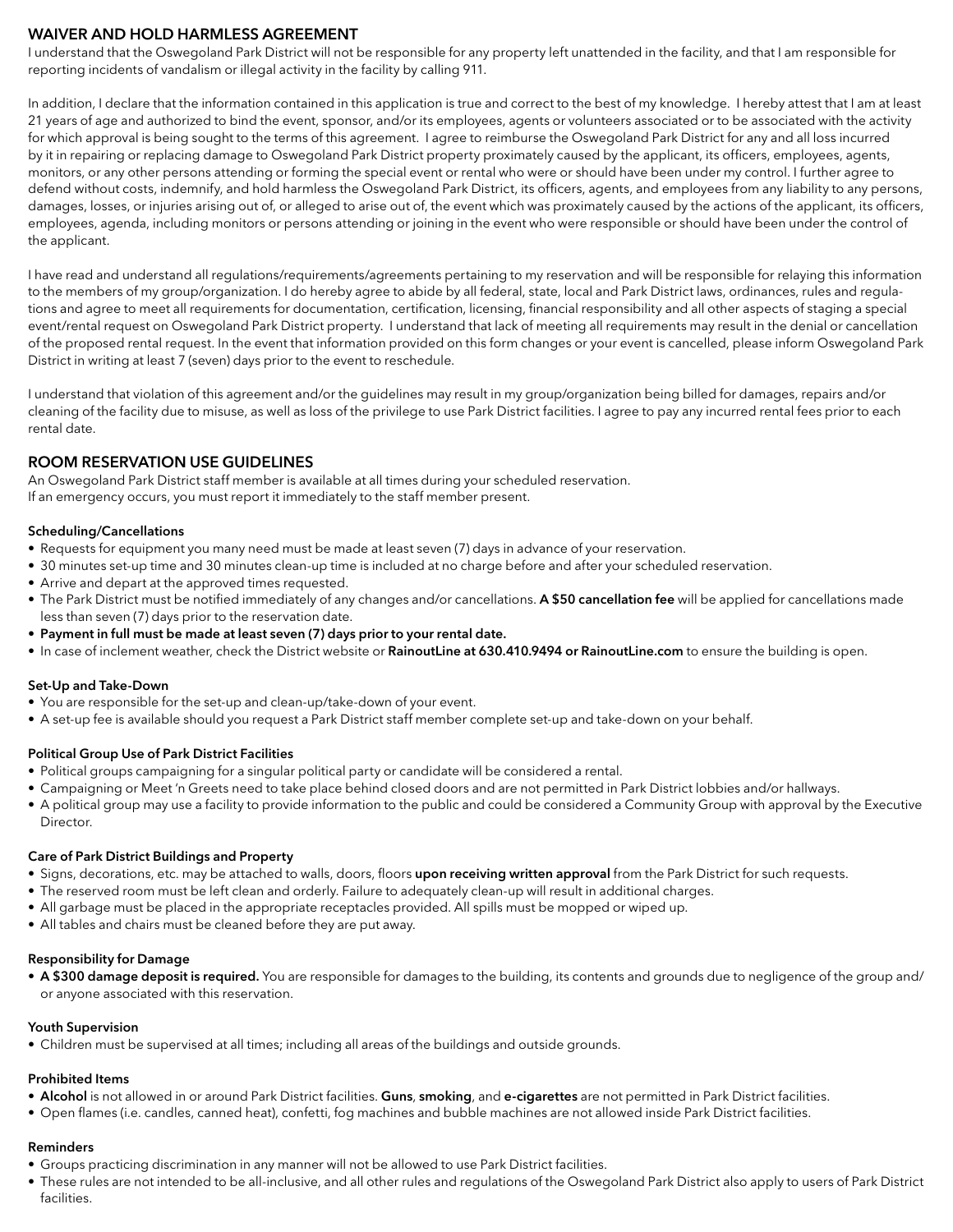## WAIVER AND HOLD HARMLESS AGREEMENT

I understand that the Oswegoland Park District will not be responsible for any property left unattended in the facility, and that I am responsible for reporting incidents of vandalism or illegal activity in the facility by calling 911.

In addition, I declare that the information contained in this application is true and correct to the best of my knowledge. I hereby attest that I am at least 21 years of age and authorized to bind the event, sponsor, and/or its employees, agents or volunteers associated or to be associated with the activity for which approval is being sought to the terms of this agreement. I agree to reimburse the Oswegoland Park District for any and all loss incurred by it in repairing or replacing damage to Oswegoland Park District property proximately caused by the applicant, its officers, employees, agents, monitors, or any other persons attending or forming the special event or rental who were or should have been under my control. I further agree to defend without costs, indemnify, and hold harmless the Oswegoland Park District, its officers, agents, and employees from any liability to any persons, damages, losses, or injuries arising out of, or alleged to arise out of, the event which was proximately caused by the actions of the applicant, its officers, employees, agenda, including monitors or persons attending or joining in the event who were responsible or should have been under the control of the applicant.

I have read and understand all regulations/requirements/agreements pertaining to my reservation and will be responsible for relaying this information to the members of my group/organization. I do hereby agree to abide by all federal, state, local and Park District laws, ordinances, rules and regulations and agree to meet all requirements for documentation, certification, licensing, financial responsibility and all other aspects of staging a special event/rental request on Oswegoland Park District property. I understand that lack of meeting all requirements may result in the denial or cancellation of the proposed rental request. In the event that information provided on this form changes or your event is cancelled, please inform Oswegoland Park District in writing at least 7 (seven) days prior to the event to reschedule.

I understand that violation of this agreement and/or the guidelines may result in my group/organization being billed for damages, repairs and/or cleaning of the facility due to misuse, as well as loss of the privilege to use Park District facilities. I agree to pay any incurred rental fees prior to each rental date.

## ROOM RESERVATION USE GUIDELINES

An Oswegoland Park District staff member is available at all times during your scheduled reservation.
If an emergency occurs, you must report it immediately to the staff member present.

### Scheduling/Cancellations

- Requests for equipment you many need must be made at least seven (7) days in advance of your reservation.
- 30 minutes set-up time and 30 minutes clean-up time is included at no charge before and after your scheduled reservation.
- Arrive and depart at the approved times requested.
- The Park District must be notified immediately of any changes and/or cancellations. **A $50 cancellation fee** will be applied for cancellations made less than seven (7) days prior to the reservation date.
- **Payment in full must be made at least seven (7) days prior to your rental date.**
- In case of inclement weather, check the District website or **RainoutLine at 630.410.9494 or RainoutLine.com** to ensure the building is open.

### Set-Up and Take-Down

- You are responsible for the set-up and clean-up/take-down of your event.
- A set-up fee is available should you request a Park District staff member complete set-up and take-down on your behalf.

### Political Group Use of Park District Facilities

- Political groups campaigning for a singular political party or candidate will be considered a rental.
- Campaigning or Meet 'n Greets need to take place behind closed doors and are not permitted in Park District lobbies and/or hallways.
- A political group may use a facility to provide information to the public and could be considered a Community Group with approval by the Executive Director.

### Care of Park District Buildings and Property

- Signs, decorations, etc. may be attached to walls, doors, floors **upon receiving written approval** from the Park District for such requests.
- The reserved room must be left clean and orderly. Failure to adequately clean-up will result in additional charges.
- All garbage must be placed in the appropriate receptacles provided. All spills must be mopped or wiped up.
- All tables and chairs must be cleaned before they are put away.

### Responsibility for Damage

- **A $300 damage deposit is required.** You are responsible for damages to the building, its contents and grounds due to negligence of the group and/or anyone associated with this reservation.

### Youth Supervision

- Children must be supervised at all times; including all areas of the buildings and outside grounds.

### Prohibited Items

- **Alcohol** is not allowed in or around Park District facilities. **Guns**, **smoking**, and **e-cigarettes** are not permitted in Park District facilities.
- Open flames (i.e. candles, canned heat), confetti, fog machines and bubble machines are not allowed inside Park District facilities.

### Reminders

- Groups practicing discrimination in any manner will not be allowed to use Park District facilities.
- These rules are not intended to be all-inclusive, and all other rules and regulations of the Oswegoland Park District also apply to users of Park District facilities.